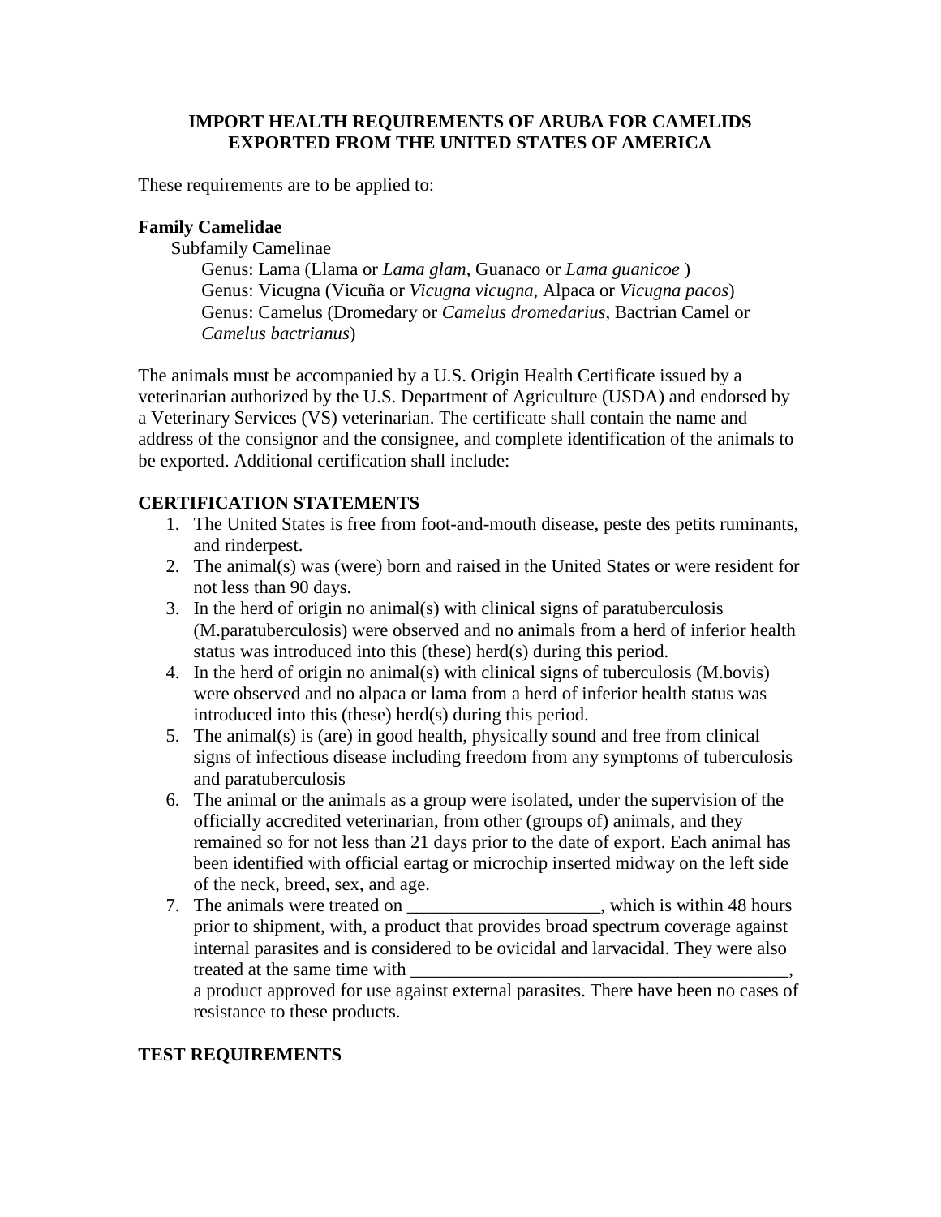**IMPORT HEALTH REQUIREMENTS OF ARUBA FOR CAMELIDS EXPORTED FROM THE UNITED STATES OF AMERICA**

These requirements are to be applied to:

**Family Camelidae**

Subfamily Camelinae

Genus: Lama (Llama or *Lama glam*, Guanaco or *Lama guanicoe* )
Genus: Vicugna (Vicuña or *Vicugna vicugna*, Alpaca or *Vicugna pacos*)
Genus: Camelus (Dromedary or *Camelus dromedarius*, Bactrian Camel or *Camelus bactrianus*)

The animals must be accompanied by a U.S. Origin Health Certificate issued by a veterinarian authorized by the U.S. Department of Agriculture (USDA) and endorsed by a Veterinary Services (VS) veterinarian. The certificate shall contain the name and address of the consignor and the consignee, and complete identification of the animals to be exported. Additional certification shall include:

**CERTIFICATION STATEMENTS**

1. The United States is free from foot-and-mouth disease, peste des petits ruminants, and rinderpest.
2. The animal(s) was (were) born and raised in the United States or were resident for not less than 90 days.
3. In the herd of origin no animal(s) with clinical signs of paratuberculosis (M.paratuberculosis) were observed and no animals from a herd of inferior health status was introduced into this (these) herd(s) during this period.
4. In the herd of origin no animal(s) with clinical signs of tuberculosis (M.bovis) were observed and no alpaca or lama from a herd of inferior health status was introduced into this (these) herd(s) during this period.
5. The animal(s) is (are) in good health, physically sound and free from clinical signs of infectious disease including freedom from any symptoms of tuberculosis and paratuberculosis
6. The animal or the animals as a group were isolated, under the supervision of the officially accredited veterinarian, from other (groups of) animals, and they remained so for not less than 21 days prior to the date of export. Each animal has been identified with official eartag or microchip inserted midway on the left side of the neck, breed, sex, and age.
7. The animals were treated on ____________________, which is within 48 hours prior to shipment, with, a product that provides broad spectrum coverage against internal parasites and is considered to be ovicidal and larvacidal. They were also treated at the same time with ________________________________________, a product approved for use against external parasites. There have been no cases of resistance to these products.

**TEST REQUIREMENTS**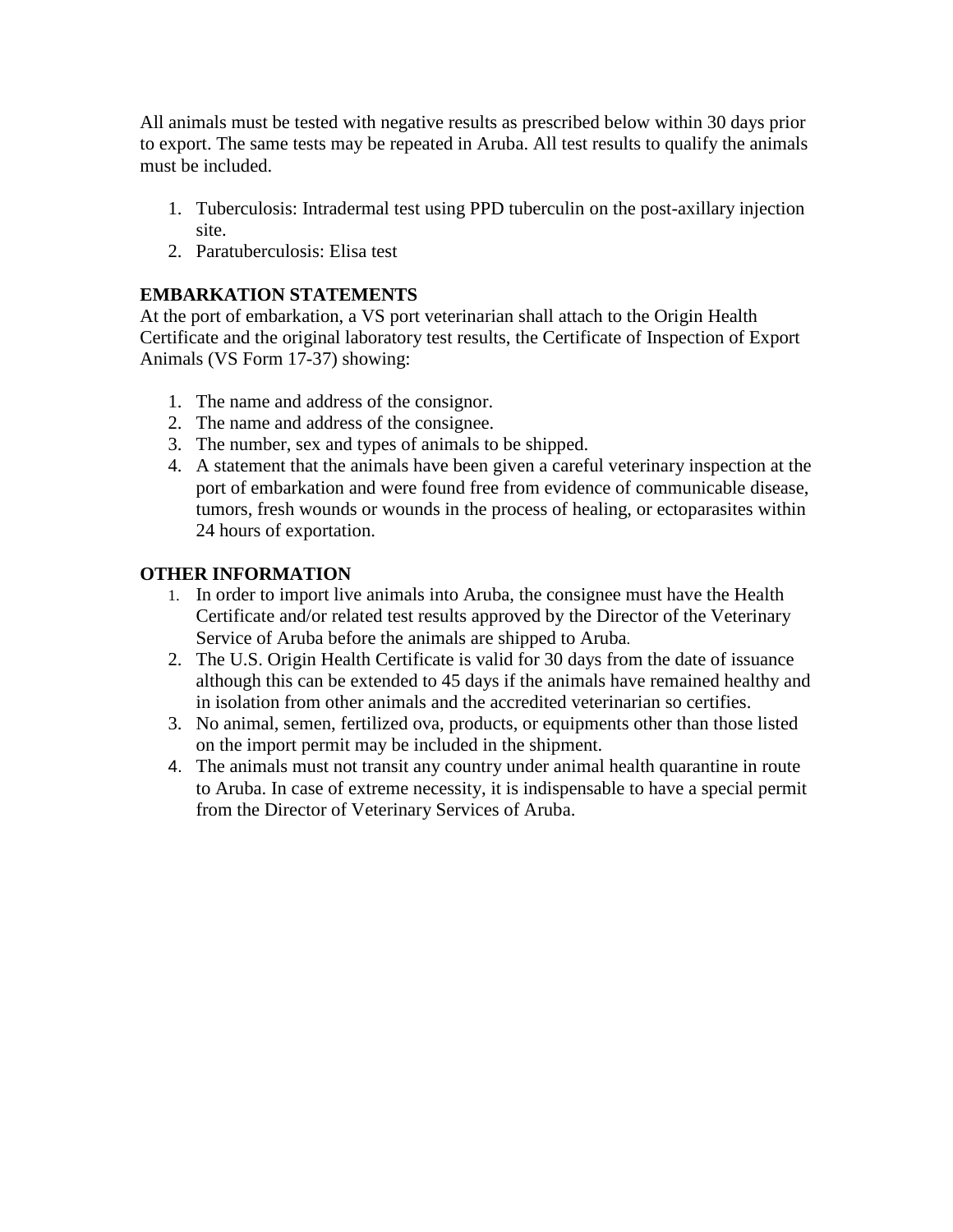All animals must be tested with negative results as prescribed below within 30 days prior to export. The same tests may be repeated in Aruba. All test results to qualify the animals must be included.

1. Tuberculosis: Intradermal test using PPD tuberculin on the post-axillary injection site.
2. Paratuberculosis: Elisa test

**EMBARKATION STATEMENTS**

At the port of embarkation, a VS port veterinarian shall attach to the Origin Health Certificate and the original laboratory test results, the Certificate of Inspection of Export Animals (VS Form 17-37) showing:

1. The name and address of the consignor.
2. The name and address of the consignee.
3. The number, sex and types of animals to be shipped.
4. A statement that the animals have been given a careful veterinary inspection at the port of embarkation and were found free from evidence of communicable disease, tumors, fresh wounds or wounds in the process of healing, or ectoparasites within 24 hours of exportation.

**OTHER INFORMATION**

1. In order to import live animals into Aruba, the consignee must have the Health Certificate and/or related test results approved by the Director of the Veterinary Service of Aruba before the animals are shipped to Aruba.
2. The U.S. Origin Health Certificate is valid for 30 days from the date of issuance although this can be extended to 45 days if the animals have remained healthy and in isolation from other animals and the accredited veterinarian so certifies.
3. No animal, semen, fertilized ova, products, or equipments other than those listed on the import permit may be included in the shipment.
4. The animals must not transit any country under animal health quarantine in route to Aruba. In case of extreme necessity, it is indispensable to have a special permit from the Director of Veterinary Services of Aruba.